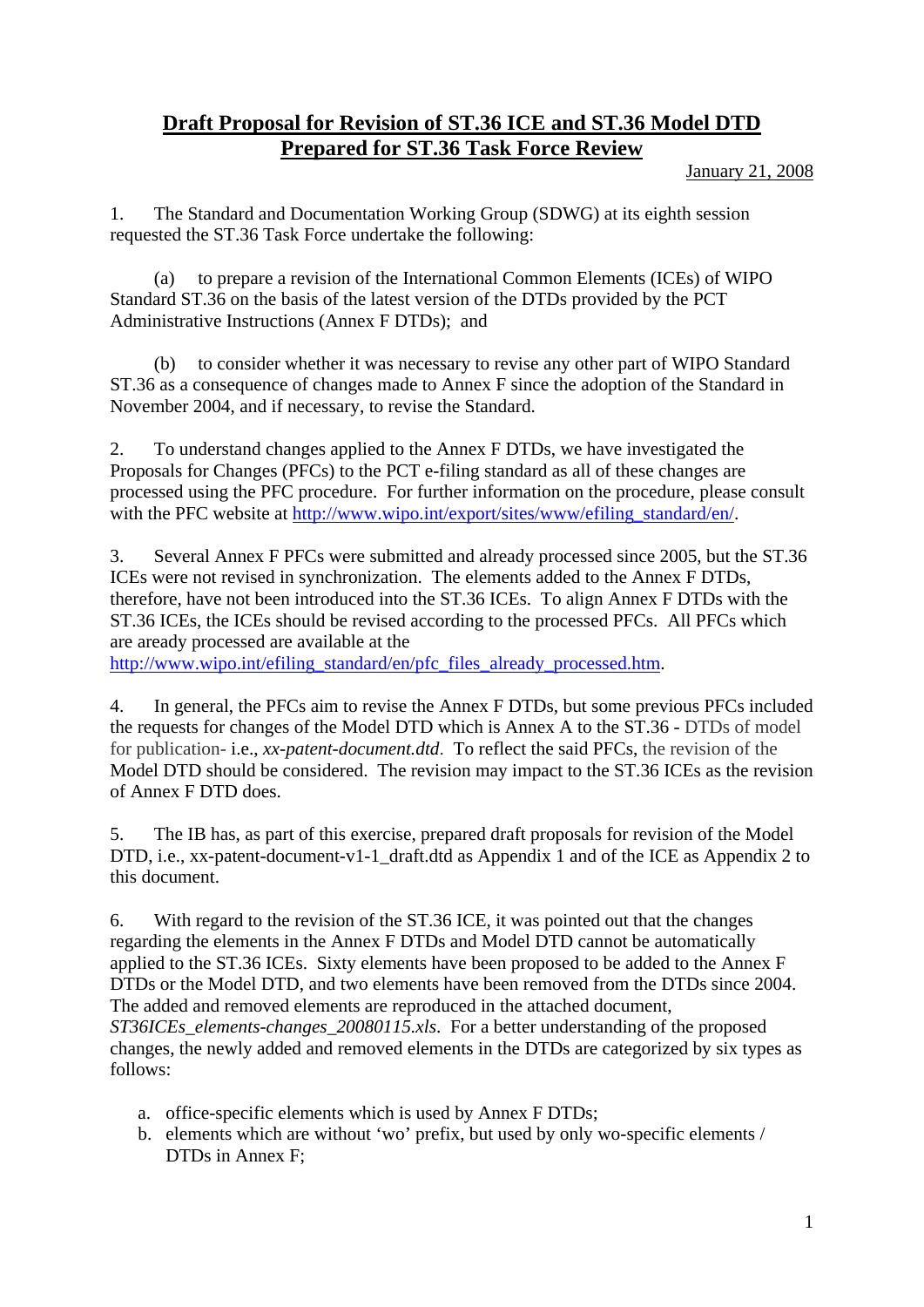# Draft Proposal for Revision of ST.36 ICE and ST.36 Model DTD Prepared for ST.36 Task Force Review

January 21, 2008

1. The Standard and Documentation Working Group (SDWG) at its eighth session requested the ST.36 Task Force undertake the following:

   (a) to prepare a revision of the International Common Elements (ICEs) of WIPO Standard ST.36 on the basis of the latest version of the DTDs provided by the PCT Administrative Instructions (Annex F DTDs); and

   (b) to consider whether it was necessary to revise any other part of WIPO Standard ST.36 as a consequence of changes made to Annex F since the adoption of the Standard in November 2004, and if necessary, to revise the Standard.

2. To understand changes applied to the Annex F DTDs, we have investigated the Proposals for Changes (PFCs) to the PCT e-filing standard as all of these changes are processed using the PFC procedure. For further information on the procedure, please consult with the PFC website at http://www.wipo.int/export/sites/www/efiling_standard/en/.

3. Several Annex F PFCs were submitted and already processed since 2005, but the ST.36 ICEs were not revised in synchronization. The elements added to the Annex F DTDs, therefore, have not been introduced into the ST.36 ICEs. To align Annex F DTDs with the ST.36 ICEs, the ICEs should be revised according to the processed PFCs. All PFCs which are aready processed are available at the http://www.wipo.int/efiling_standard/en/pfc_files_already_processed.htm.

4. In general, the PFCs aim to revise the Annex F DTDs, but some previous PFCs included the requests for changes of the Model DTD which is Annex A to the ST.36 - DTDs of model for publication- i.e., *xx-patent-document.dtd*. To reflect the said PFCs, the revision of the Model DTD should be considered. The revision may impact to the ST.36 ICEs as the revision of Annex F DTD does.

5. The IB has, as part of this exercise, prepared draft proposals for revision of the Model DTD, i.e., xx-patent-document-v1-1_draft.dtd as Appendix 1 and of the ICE as Appendix 2 to this document.

6. With regard to the revision of the ST.36 ICE, it was pointed out that the changes regarding the elements in the Annex F DTDs and Model DTD cannot be automatically applied to the ST.36 ICEs. Sixty elements have been proposed to be added to the Annex F DTDs or the Model DTD, and two elements have been removed from the DTDs since 2004. The added and removed elements are reproduced in the attached document, *ST36ICEs_elements-changes_20080115.xls*. For a better understanding of the proposed changes, the newly added and removed elements in the DTDs are categorized by six types as follows:

   a. office-specific elements which is used by Annex F DTDs;
   b. elements which are without 'wo' prefix, but used by only wo-specific elements / DTDs in Annex F;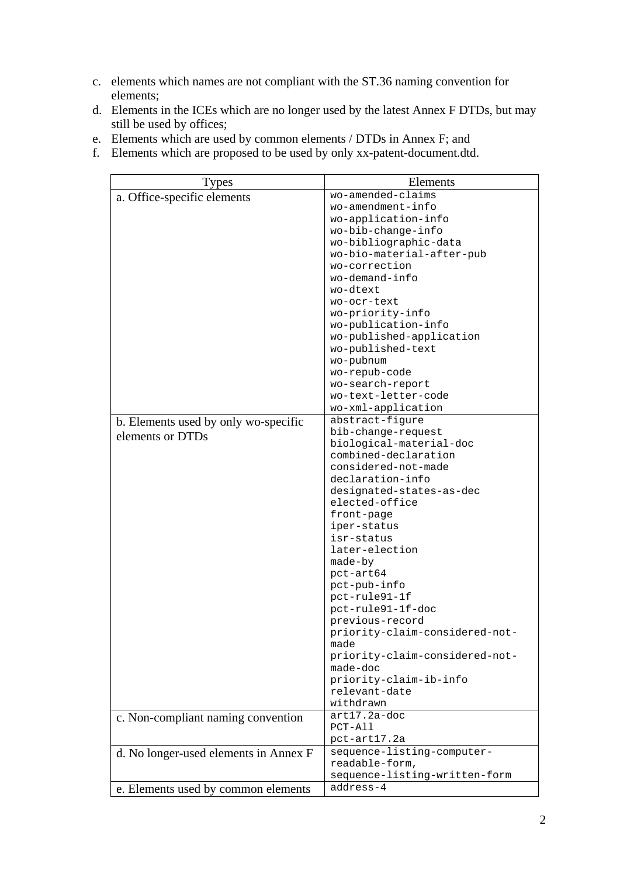c. elements which names are not compliant with the ST.36 naming convention for elements;
d. Elements in the ICEs which are no longer used by the latest Annex F DTDs, but may still be used by offices;
e. Elements which are used by common elements / DTDs in Annex F; and
f. Elements which are proposed to be used by only xx-patent-document.dtd.

| Types | Elements |
|---|---|
| a. Office-specific elements | wo-amended-claims<br>wo-amendment-info<br>wo-application-info<br>wo-bib-change-info<br>wo-bibliographic-data<br>wo-bio-material-after-pub<br>wo-correction<br>wo-demand-info<br>wo-dtext<br>wo-ocr-text<br>wo-priority-info<br>wo-publication-info<br>wo-published-application<br>wo-published-text<br>wo-pubnum<br>wo-repub-code<br>wo-search-report<br>wo-text-letter-code<br>wo-xml-application |
| b. Elements used by only wo-specific elements or DTDs | abstract-figure<br>bib-change-request<br>biological-material-doc<br>combined-declaration<br>considered-not-made<br>declaration-info<br>designated-states-as-dec<br>elected-office<br>front-page<br>iper-status<br>isr-status<br>later-election<br>made-by<br>pct-art64<br>pct-pub-info<br>pct-rule91-1f<br>pct-rule91-1f-doc<br>previous-record<br>priority-claim-considered-not-made<br>priority-claim-considered-not-made-doc<br>priority-claim-ib-info<br>relevant-date<br>withdrawn |
| c. Non-compliant naming convention | art17.2a-doc<br>PCT-All<br>pct-art17.2a |
| d. No longer-used elements in Annex F | sequence-listing-computer-readable-form,<br>sequence-listing-written-form |
| e. Elements used by common elements | address-4 |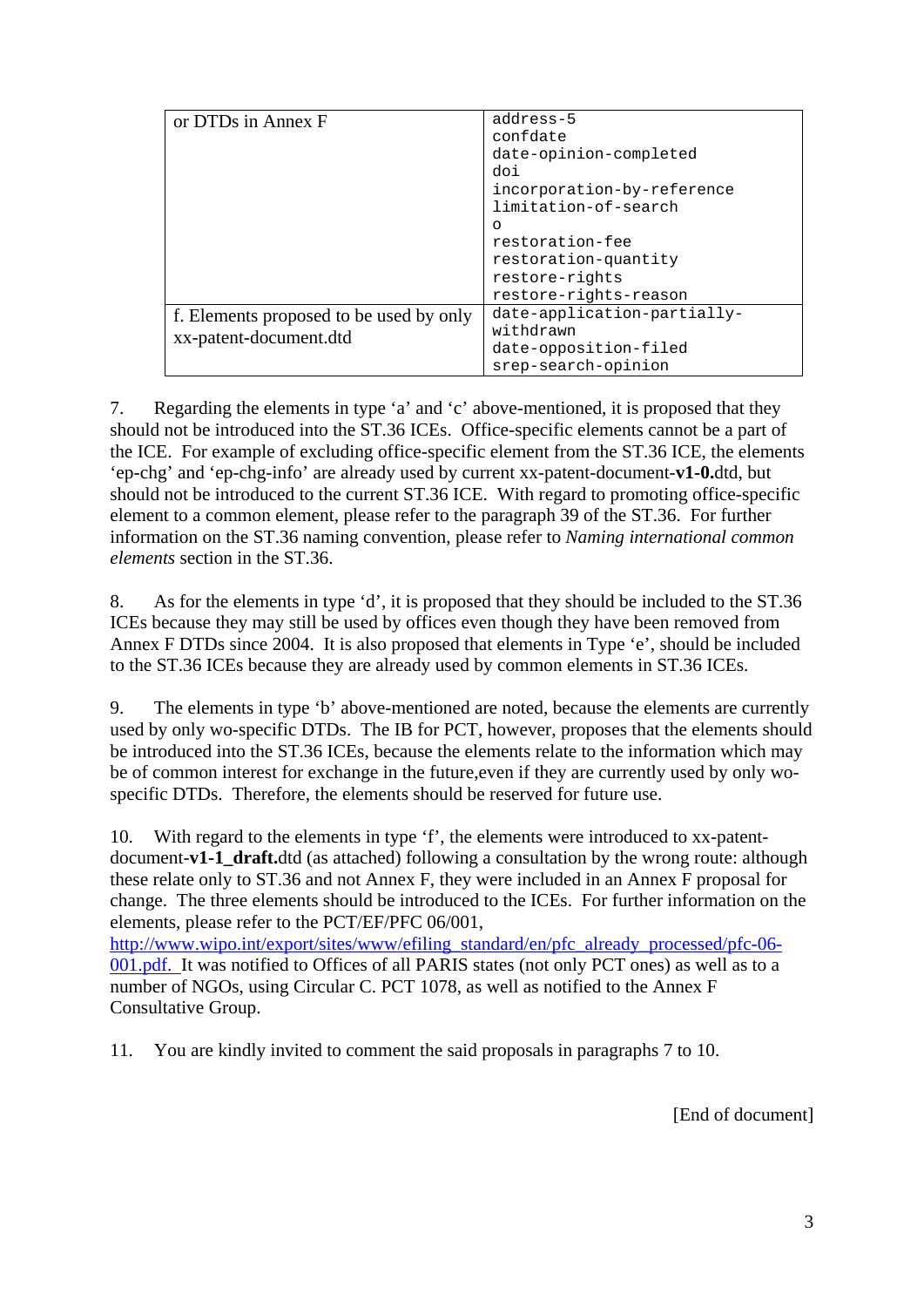| | |
|---|---|
| or DTDs in Annex F | address-5<br>confdate<br>date-opinion-completed<br>doi<br>incorporation-by-reference<br>limitation-of-search<br>o<br>restoration-fee<br>restoration-quantity<br>restore-rights<br>restore-rights-reason |
| f. Elements proposed to be used by only xx-patent-document.dtd | date-application-partially-withdrawn<br>date-opposition-filed<br>srep-search-opinion |

7. Regarding the elements in type 'a' and 'c' above-mentioned, it is proposed that they should not be introduced into the ST.36 ICEs. Office-specific elements cannot be a part of the ICE. For example of excluding office-specific element from the ST.36 ICE, the elements 'ep-chg' and 'ep-chg-info' are already used by current xx-patent-document-**v1-0.**dtd, but should not be introduced to the current ST.36 ICE. With regard to promoting office-specific element to a common element, please refer to the paragraph 39 of the ST.36. For further information on the ST.36 naming convention, please refer to *Naming international common elements* section in the ST.36.

8. As for the elements in type 'd', it is proposed that they should be included to the ST.36 ICEs because they may still be used by offices even though they have been removed from Annex F DTDs since 2004. It is also proposed that elements in Type 'e', should be included to the ST.36 ICEs because they are already used by common elements in ST.36 ICEs.

9. The elements in type 'b' above-mentioned are noted, because the elements are currently used by only wo-specific DTDs. The IB for PCT, however, proposes that the elements should be introduced into the ST.36 ICEs, because the elements relate to the information which may be of common interest for exchange in the future,even if they are currently used by only wo-specific DTDs. Therefore, the elements should be reserved for future use.

10. With regard to the elements in type 'f', the elements were introduced to xx-patent-document-**v1-1_draft.**dtd (as attached) following a consultation by the wrong route: although these relate only to ST.36 and not Annex F, they were included in an Annex F proposal for change. The three elements should be introduced to the ICEs. For further information on the elements, please refer to the PCT/EF/PFC 06/001, http://www.wipo.int/export/sites/www/efiling_standard/en/pfc_already_processed/pfc-06-001.pdf. It was notified to Offices of all PARIS states (not only PCT ones) as well as to a number of NGOs, using Circular C. PCT 1078, as well as notified to the Annex F Consultative Group.

11. You are kindly invited to comment the said proposals in paragraphs 7 to 10.

[End of document]